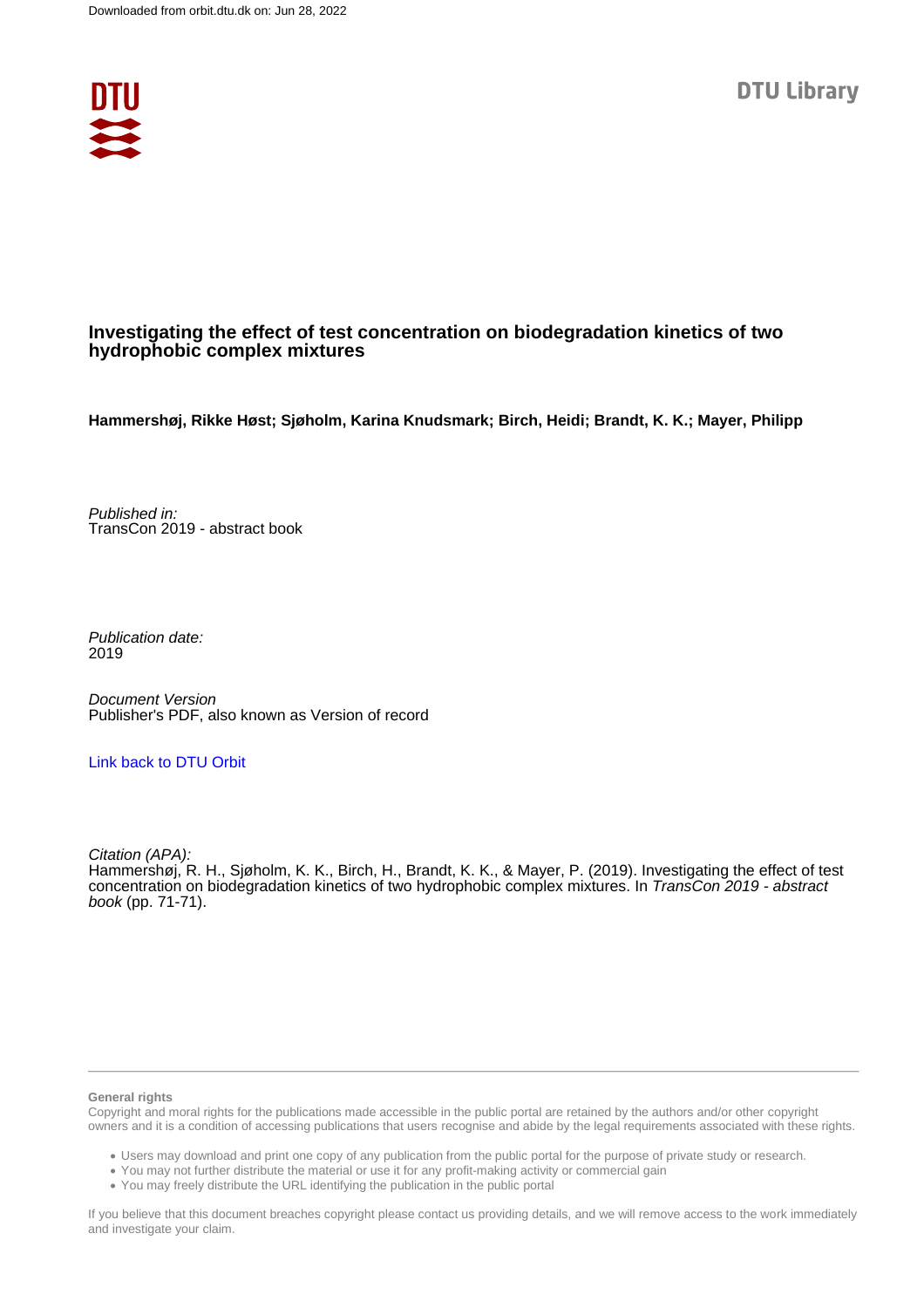Downloaded from orbit.dtu.dk on: Jun 28, 2022

DTU Library

# Investigating the effect of test concentration on biodegradation kinetics of two hydrophobic complex mixtures

**Hammershøj, Rikke Høst; Sjøholm, Karina Knudsmark; Birch, Heidi; Brandt, K. K.; Mayer, Philipp**

*Published in:*
TransCon 2019 - abstract book

*Publication date:*
2019

*Document Version*
Publisher's PDF, also known as Version of record

[Link back to DTU Orbit](#)

*Citation (APA):*
Hammershøj, R. H., Sjøholm, K. K., Birch, H., Brandt, K. K., & Mayer, P. (2019). Investigating the effect of test concentration on biodegradation kinetics of two hydrophobic complex mixtures. In *TransCon 2019 - abstract book* (pp. 71-71).

**General rights**

Copyright and moral rights for the publications made accessible in the public portal are retained by the authors and/or other copyright owners and it is a condition of accessing publications that users recognise and abide by the legal requirements associated with these rights.

- Users may download and print one copy of any publication from the public portal for the purpose of private study or research.
- You may not further distribute the material or use it for any profit-making activity or commercial gain
- You may freely distribute the URL identifying the publication in the public portal

If you believe that this document breaches copyright please contact us providing details, and we will remove access to the work immediately and investigate your claim.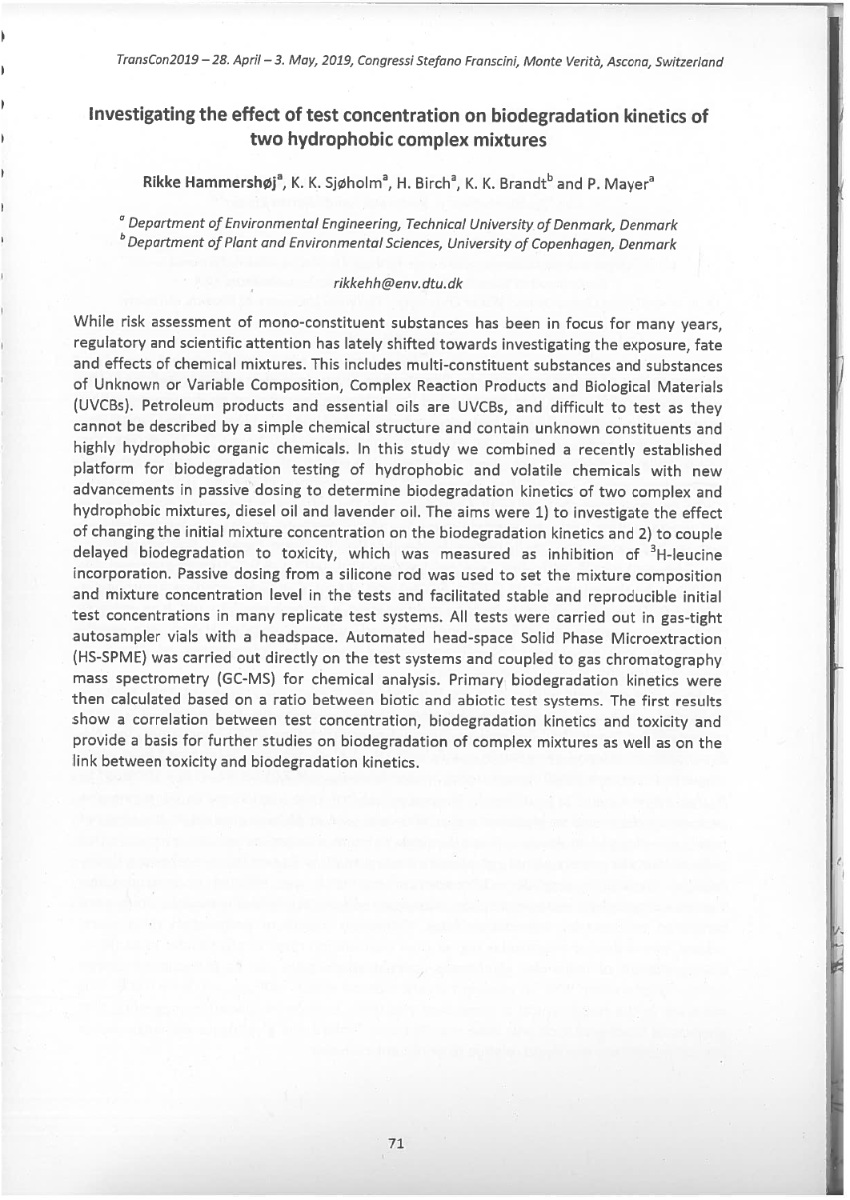# Investigating the effect of test concentration on biodegradation kinetics of two hydrophobic complex mixtures

**Rikke Hammershøj**[a], K. K. Sjøholm[a], H. Birch[a], K. K. Brandt[b] and P. Mayer[a]

[a] *Department of Environmental Engineering, Technical University of Denmark, Denmark*
[b] *Department of Plant and Environmental Sciences, University of Copenhagen, Denmark*

*rikkehh@env.dtu.dk*

While risk assessment of mono-constituent substances has been in focus for many years, regulatory and scientific attention has lately shifted towards investigating the exposure, fate and effects of chemical mixtures. This includes multi-constituent substances and substances of Unknown or Variable Composition, Complex Reaction Products and Biological Materials (UVCBs). Petroleum products and essential oils are UVCBs, and difficult to test as they cannot be described by a simple chemical structure and contain unknown constituents and highly hydrophobic organic chemicals. In this study we combined a recently established platform for biodegradation testing of hydrophobic and volatile chemicals with new advancements in passive dosing to determine biodegradation kinetics of two complex and hydrophobic mixtures, diesel oil and lavender oil. The aims were 1) to investigate the effect of changing the initial mixture concentration on the biodegradation kinetics and 2) to couple delayed biodegradation to toxicity, which was measured as inhibition of $^{3}$H-leucine incorporation. Passive dosing from a silicone rod was used to set the mixture composition and mixture concentration level in the tests and facilitated stable and reproducible initial test concentrations in many replicate test systems. All tests were carried out in gas-tight autosampler vials with a headspace. Automated head-space Solid Phase Microextraction (HS-SPME) was carried out directly on the test systems and coupled to gas chromatography mass spectrometry (GC-MS) for chemical analysis. Primary biodegradation kinetics were then calculated based on a ratio between biotic and abiotic test systems. The first results show a correlation between test concentration, biodegradation kinetics and toxicity and provide a basis for further studies on biodegradation of complex mixtures as well as on the link between toxicity and biodegradation kinetics.